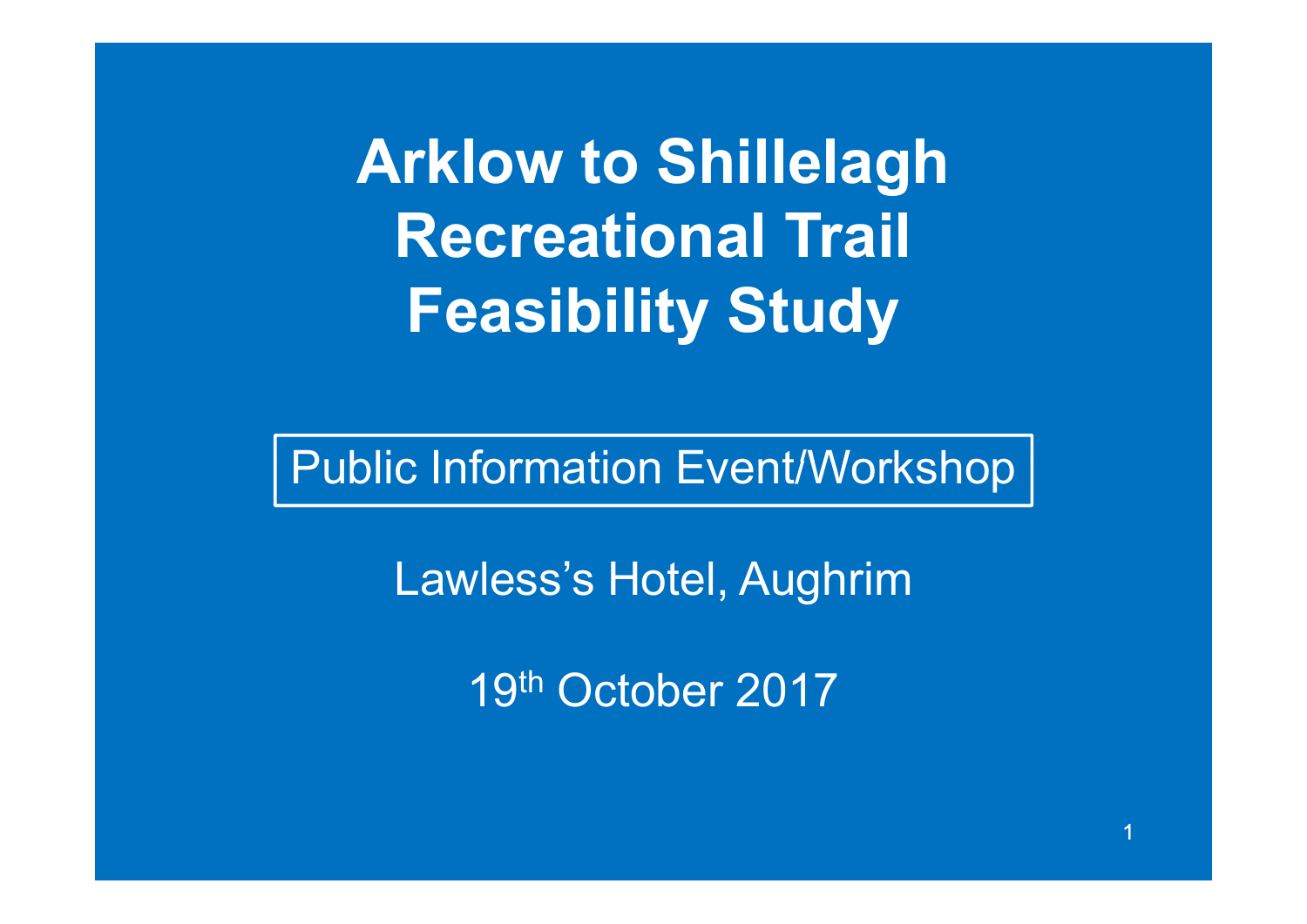# Arklow to Shillelagh Recreational Trail Feasibility Study

Public Information Event/Workshop

Lawless's Hotel, Aughrim

19th October 2017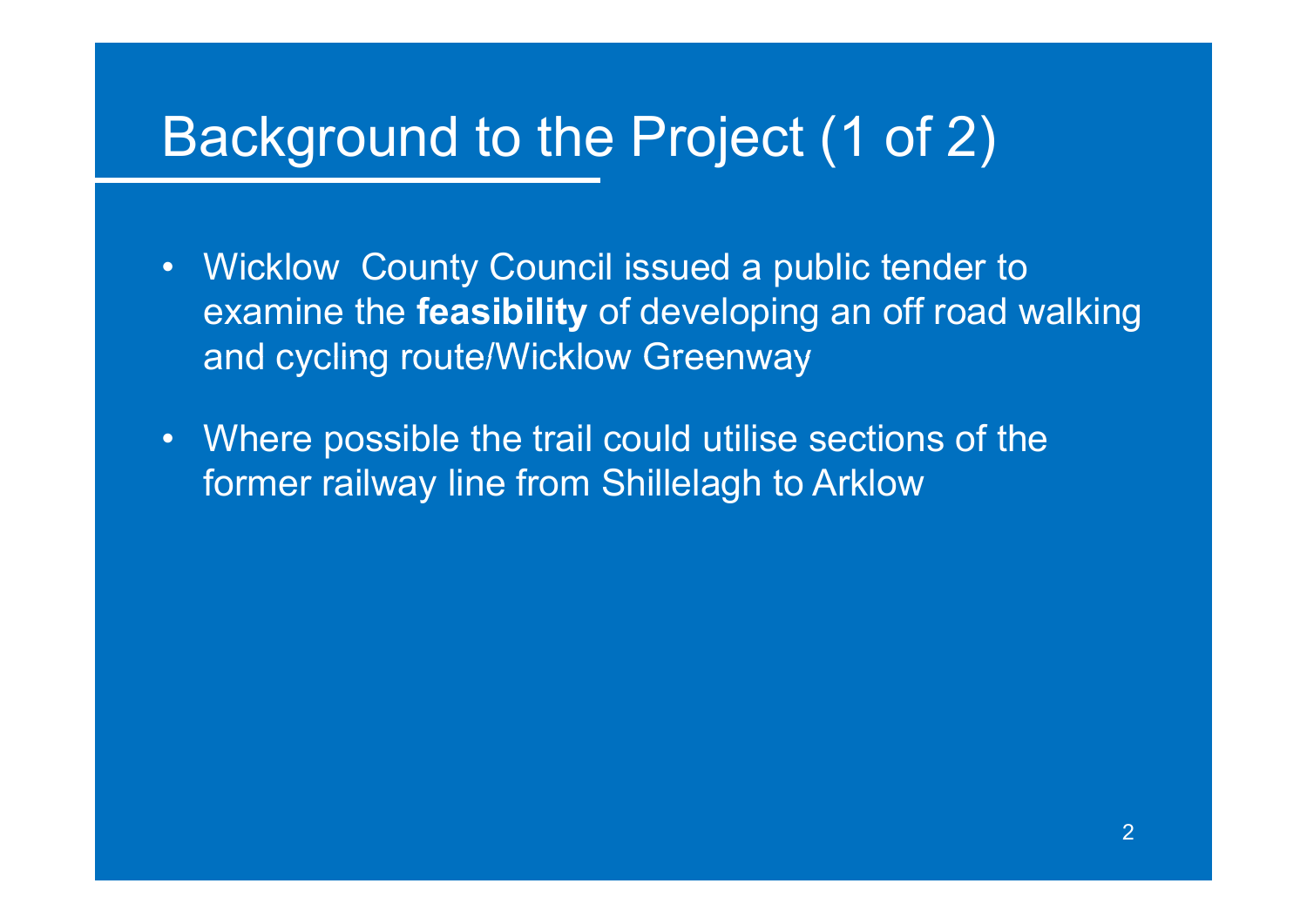# Background to the Project (1 of 2)

- Wicklow  County Council issued a public tender to examine the **feasibility** of developing an off road walking and cycling route/Wicklow Greenway
- Where possible the trail could utilise sections of the former railway line from Shillelagh to Arklow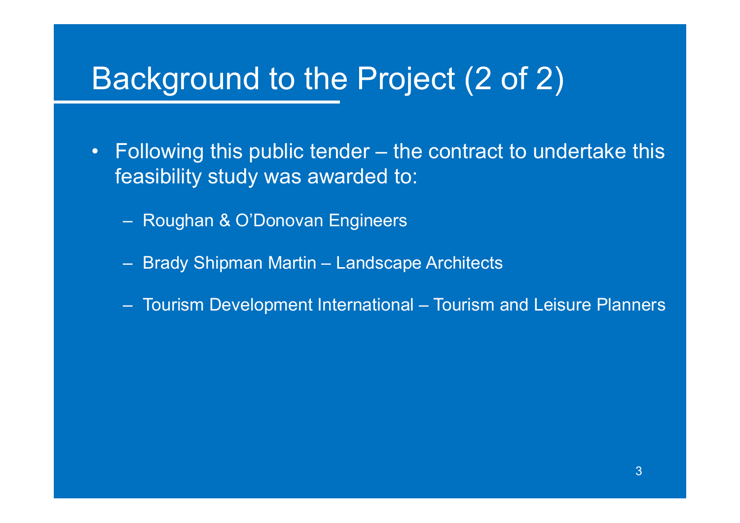# Background to the Project (2 of 2)

- Following this public tender – the contract to undertake this feasibility study was awarded to:
  - Roughan & O'Donovan Engineers
  - Brady Shipman Martin – Landscape Architects
  - Tourism Development International – Tourism and Leisure Planners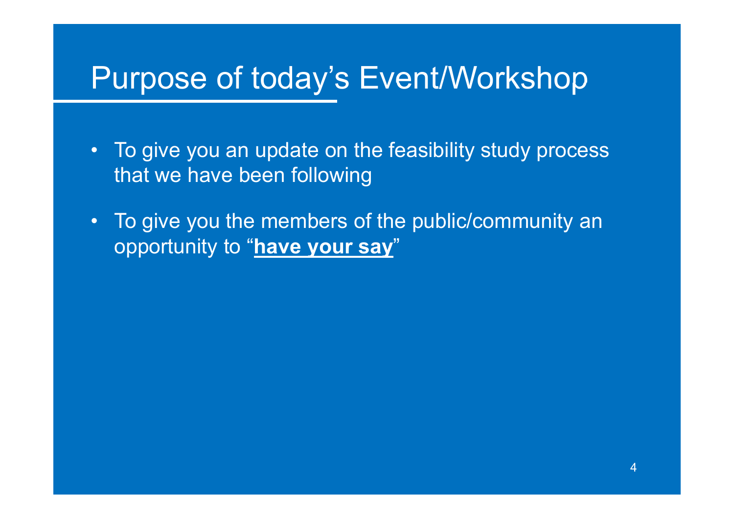# Purpose of today's Event/Workshop

- To give you an update on the feasibility study process that we have been following
- To give you the members of the public/community an opportunity to "**have your say**"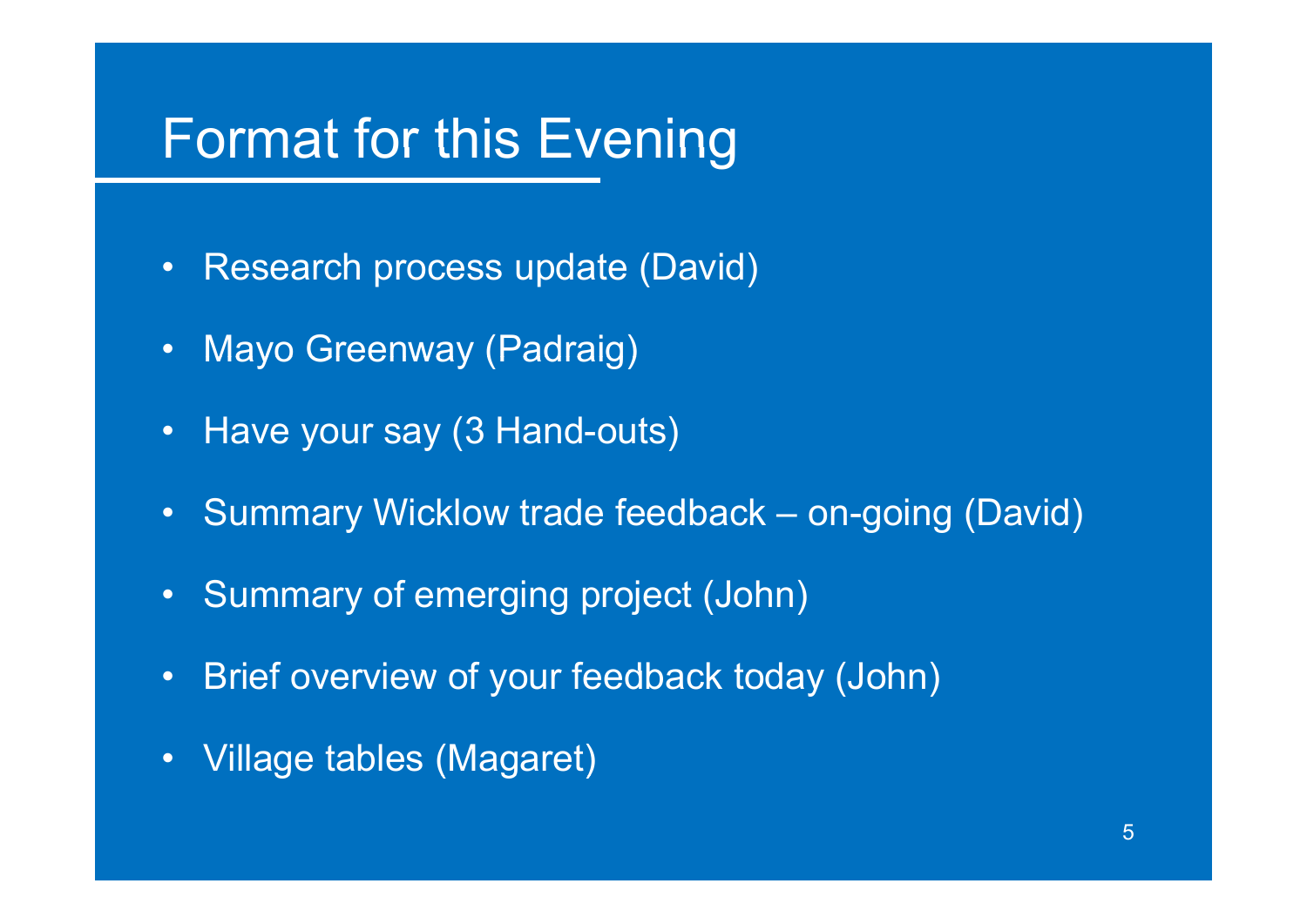# Format for this Evening

- Research process update (David)
- Mayo Greenway (Padraig)
- Have your say (3 Hand-outs)
- Summary Wicklow trade feedback – on-going (David)
- Summary of emerging project (John)
- Brief overview of your feedback today (John)
- Village tables (Magaret)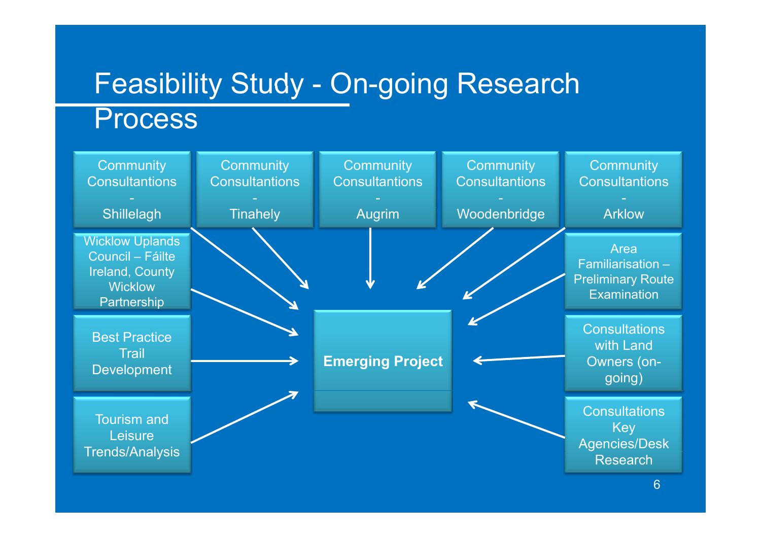# Feasibility Study - On-going Research Process

- Community Consultantions - Shillelagh
- Community Consultantions - Tinahely
- Community Consultantions - Augrim
- Community Consultantions - Woodenbridge
- Community Consultantions - Arklow
- Wicklow Uplands Council – Fáilte Ireland, County Wicklow Partnership
- Best Practice Trail Development
- Tourism and Leisure Trends/Analysis
- Area Familiarisation – Preliminary Route Examination
- Consultations with Land Owners (on-going)
- Consultations Key Agencies/Desk Research

→ **Emerging Project**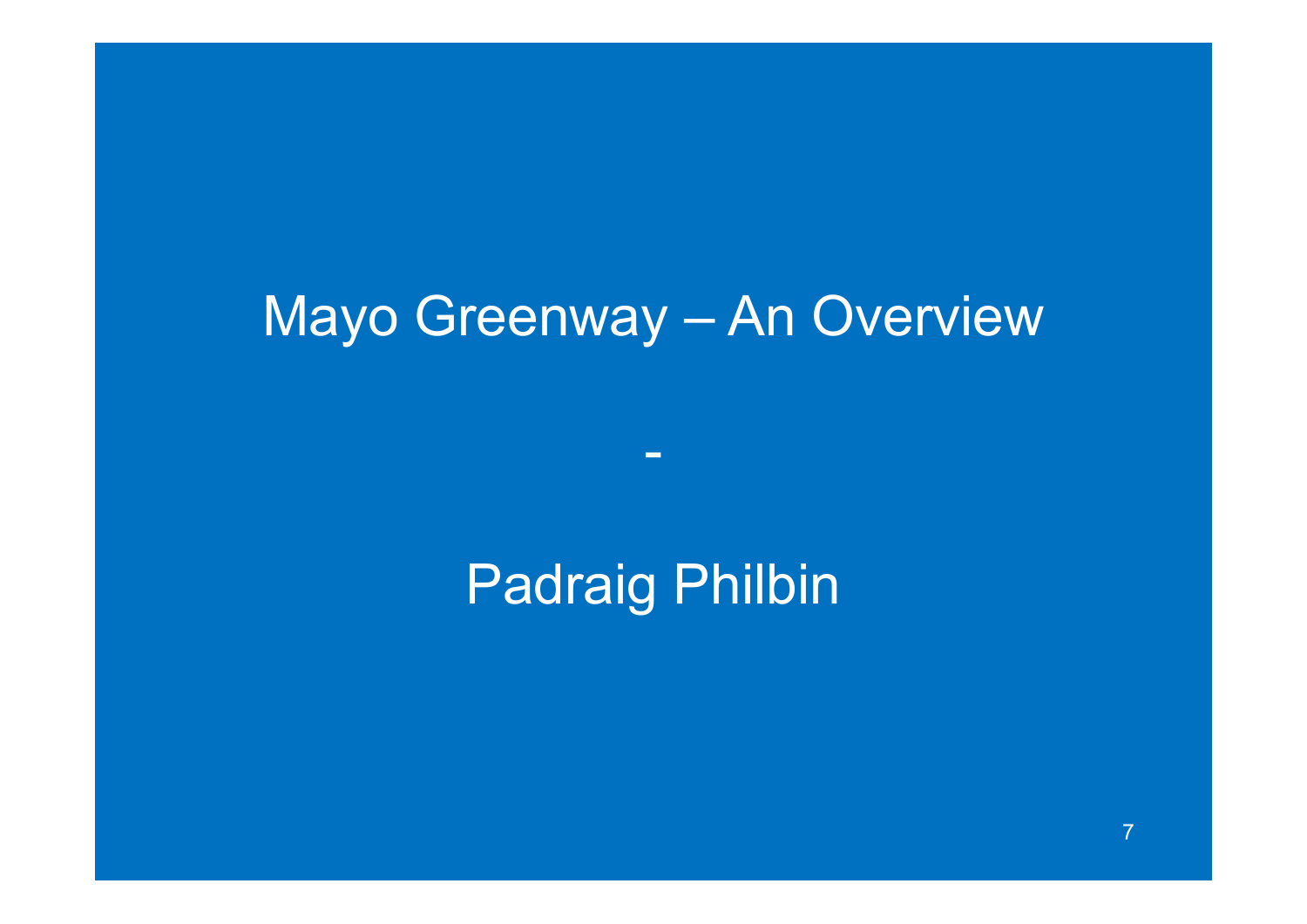# Mayo Greenway – An Overview

-

Padraig Philbin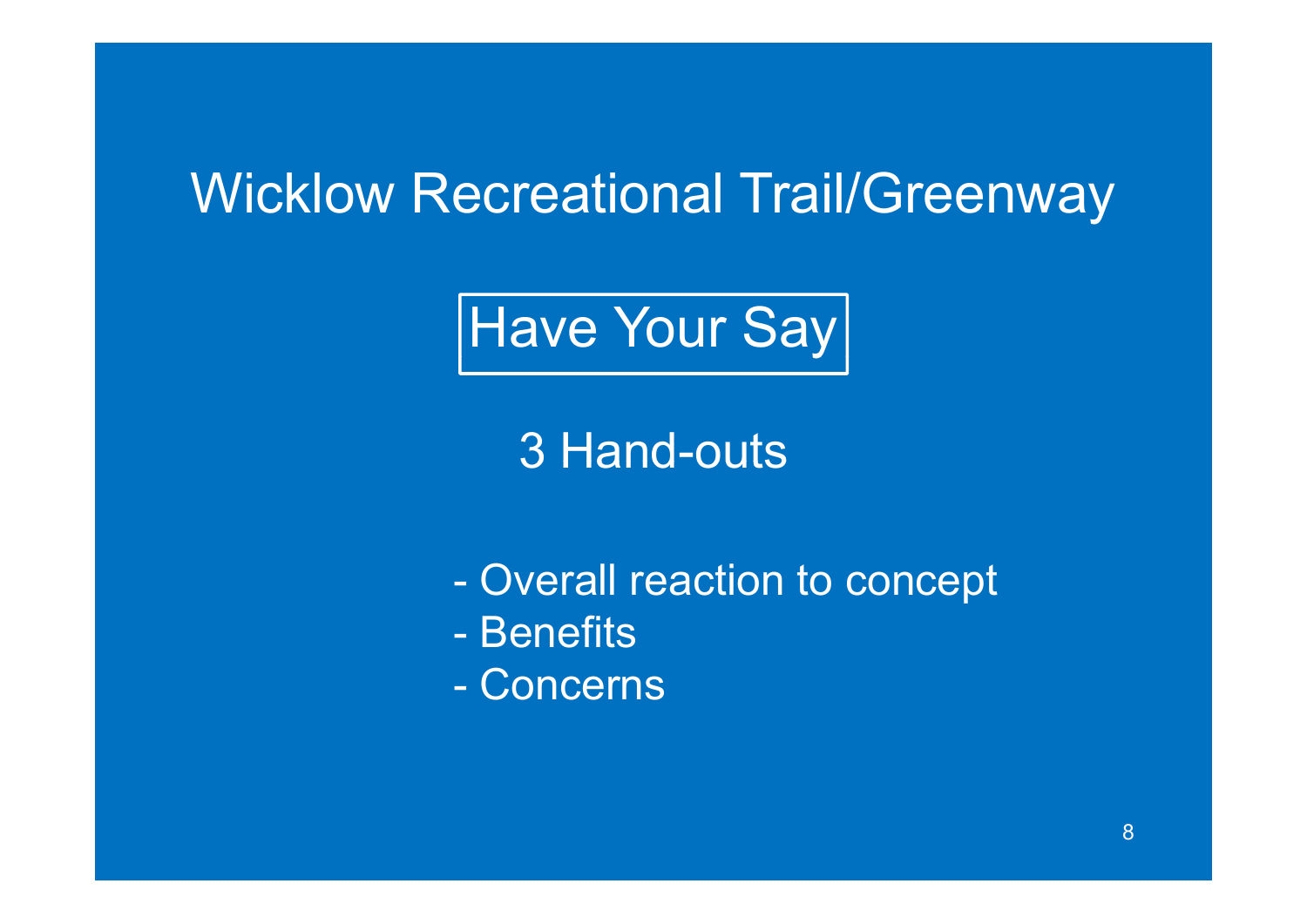# Wicklow Recreational Trail/Greenway

## Have Your Say

### 3 Hand-outs

- Overall reaction to concept
- Benefits
- Concerns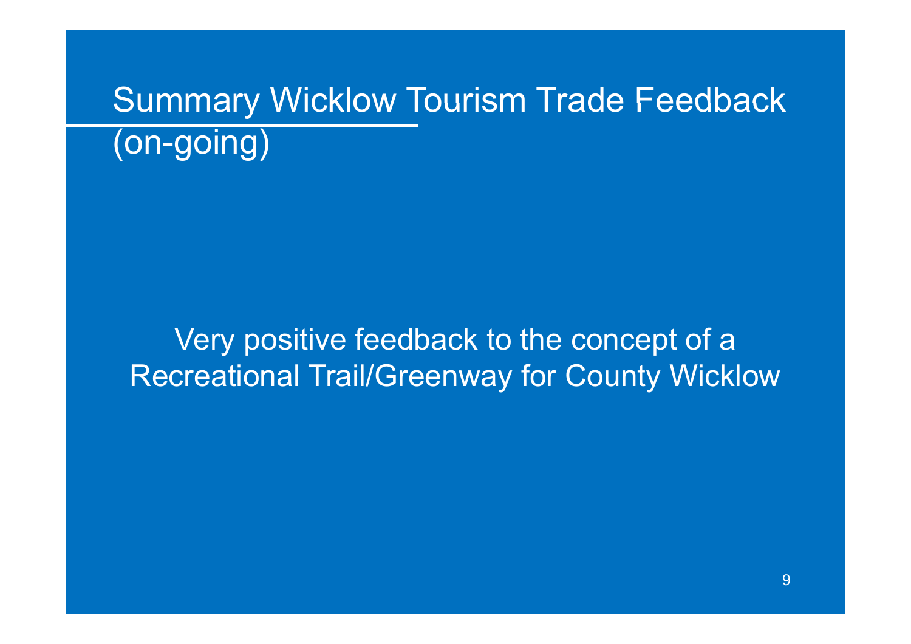# Summary Wicklow Tourism Trade Feedback (on-going)

Very positive feedback to the concept of a Recreational Trail/Greenway for County Wicklow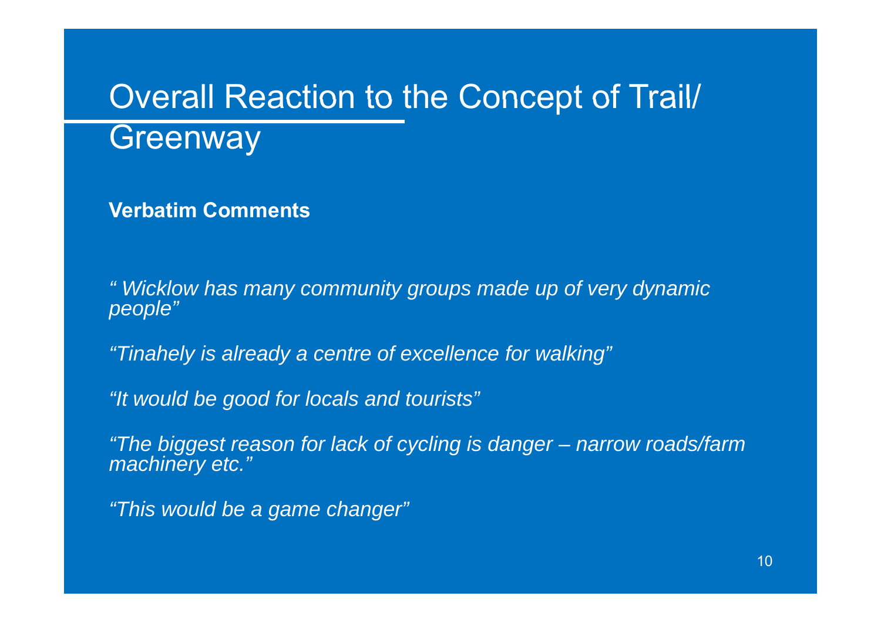# Overall Reaction to the Concept of Trail/ Greenway

**Verbatim Comments**

*" Wicklow has many community groups made up of very dynamic people"*

*"Tinahely is already a centre of excellence for walking"*

*"It would be good for locals and tourists"*

*"The biggest reason for lack of cycling is danger – narrow roads/farm machinery etc."*

*"This would be a game changer"*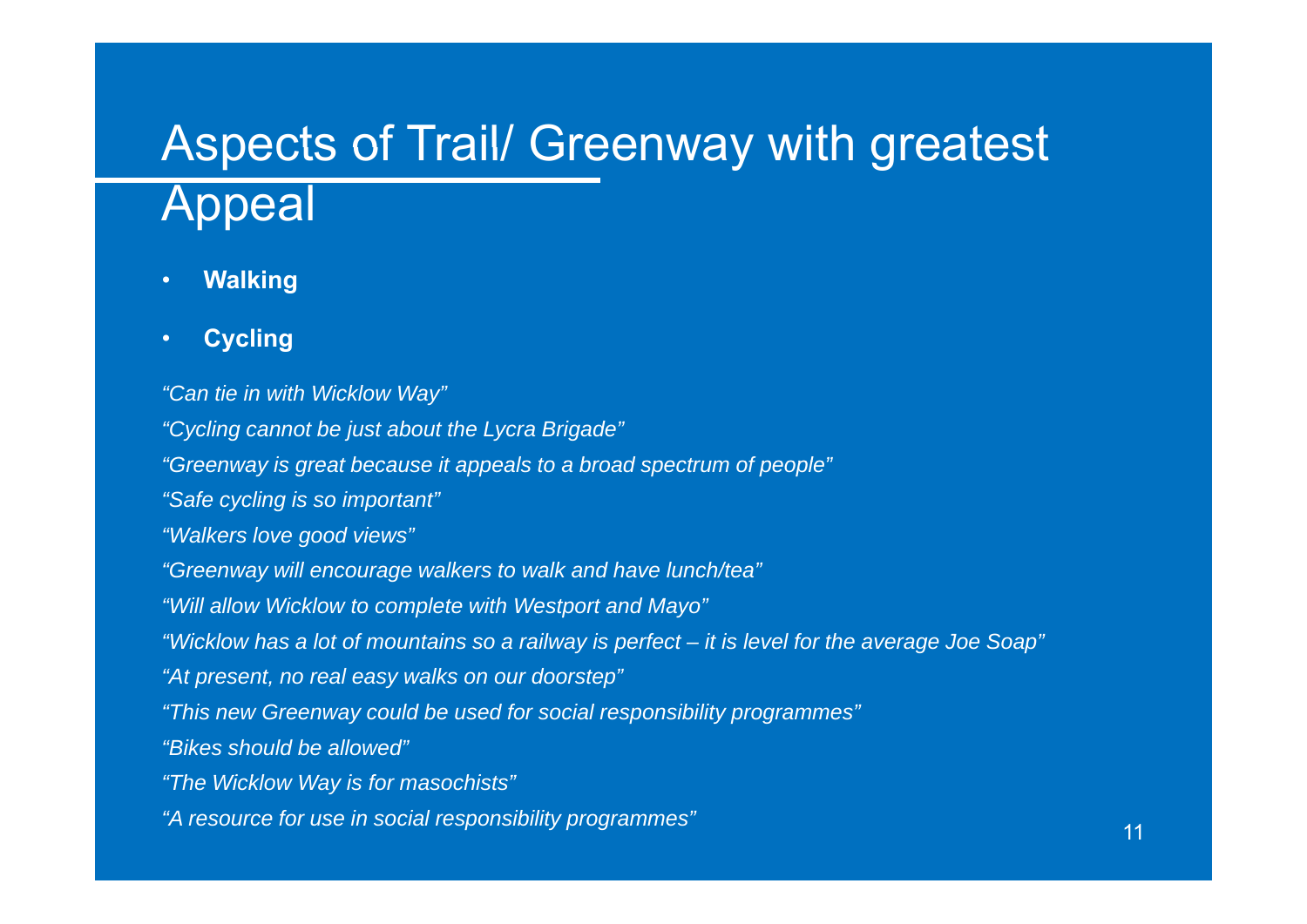# Aspects of Trail/ Greenway with greatest Appeal

- **Walking**
- **Cycling**

*"Can tie in with Wicklow Way"*

*"Cycling cannot be just about the Lycra Brigade"*

*"Greenway is great because it appeals to a broad spectrum of people"*

*"Safe cycling is so important"*

*"Walkers love good views"*

*"Greenway will encourage walkers to walk and have lunch/tea"*

*"Will allow Wicklow to complete with Westport and Mayo"*

*"Wicklow has a lot of mountains so a railway is perfect – it is level for the average Joe Soap"*

*"At present, no real easy walks on our doorstep"*

*"This new Greenway could be used for social responsibility programmes"*

*"Bikes should be allowed"*

*"The Wicklow Way is for masochists"*

*"A resource for use in social responsibility programmes"*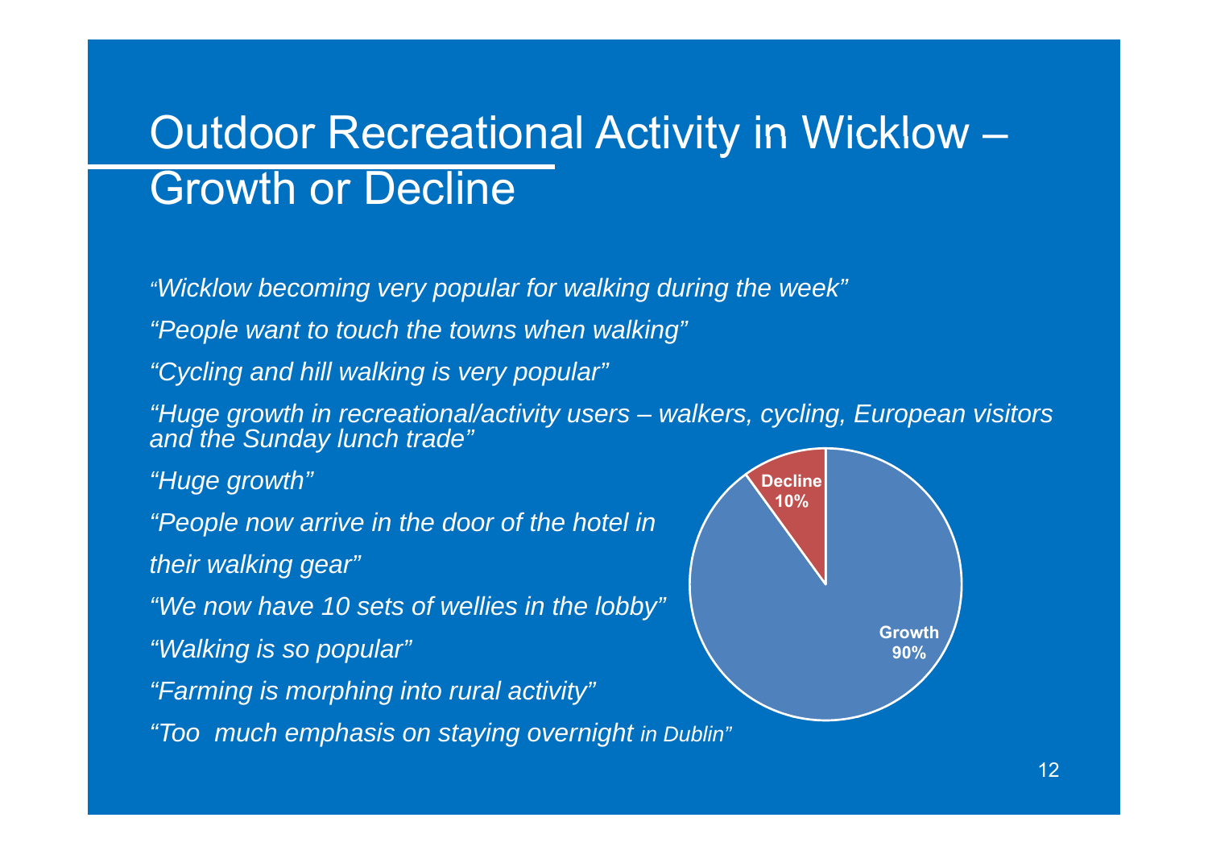# Outdoor Recreational Activity in Wicklow – Growth or Decline

*"Wicklow becoming very popular for walking during the week"*

*"People want to touch the towns when walking"*

*"Cycling and hill walking is very popular"*

*"Huge growth in recreational/activity users – walkers, cycling, European visitors and the Sunday lunch trade"*

*"Huge growth"*

*"People now arrive in the door of the hotel in their walking gear"*

*"We now have 10 sets of wellies in the lobby"*

*"Walking is so popular"*

*"Farming is morphing into rural activity"*

*"Too much emphasis on staying overnight in Dublin"*

| Response | Share |
| --- | --- |
| Decline | 10% |
| Growth | 90% |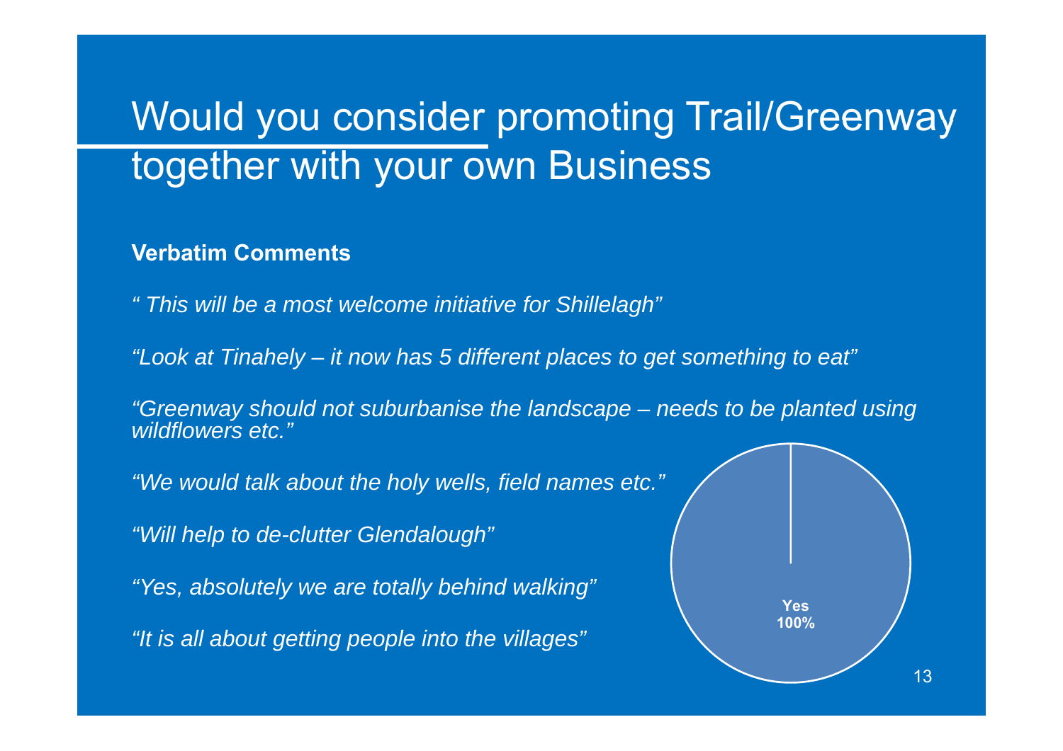# Would you consider promoting Trail/Greenway together with your own Business

**Verbatim Comments**

*" This will be a most welcome initiative for Shillelagh"*

*"Look at Tinahely – it now has 5 different places to get something to eat"*

*"Greenway should not suburbanise the landscape – needs to be planted using wildflowers etc."*

*"We would talk about the holy wells, field names etc."*

*"Will help to de-clutter Glendalough"*

*"Yes, absolutely we are totally behind walking"*

*"It is all about getting people into the villages"*

**Yes 100%**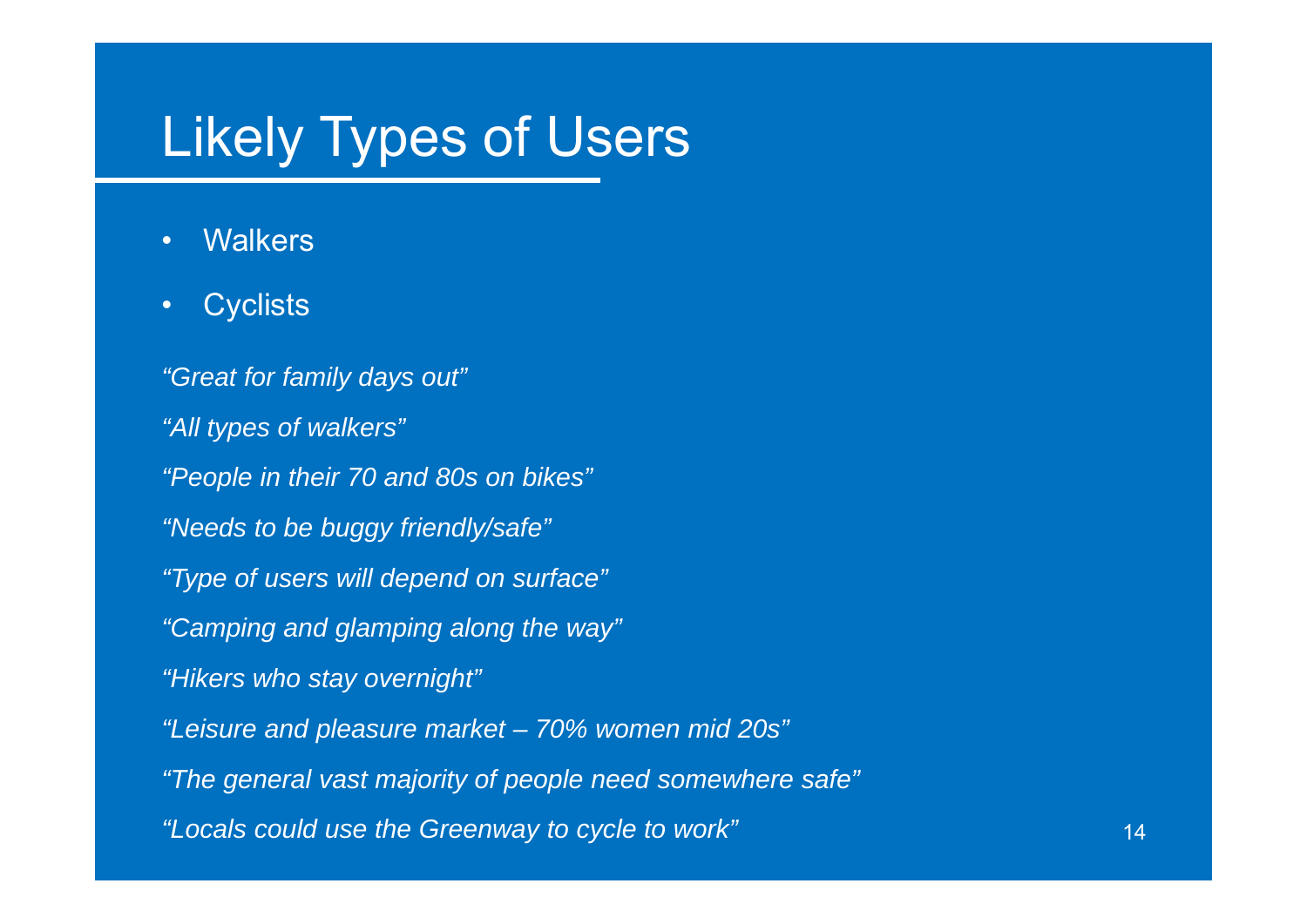# Likely Types of Users

- Walkers
- Cyclists

*"Great for family days out"*

*"All types of walkers"*

*"People in their 70 and 80s on bikes"*

*"Needs to be buggy friendly/safe"*

*"Type of users will depend on surface"*

*"Camping and glamping along the way"*

*"Hikers who stay overnight"*

*"Leisure and pleasure market – 70% women mid 20s"*

*"The general vast majority of people need somewhere safe"*

*"Locals could use the Greenway to cycle to work"*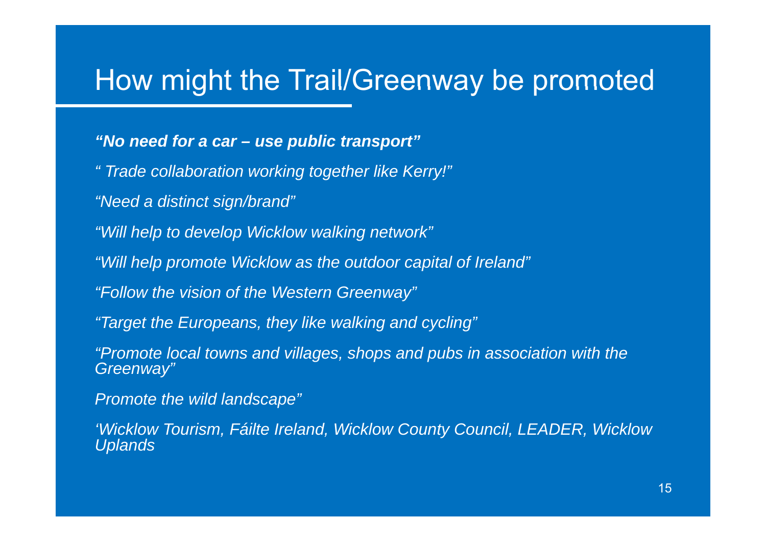# How might the Trail/Greenway be promoted

***"No need for a car – use public transport"***

*" Trade collaboration working together like Kerry!"*

*"Need a distinct sign/brand"*

*"Will help to develop Wicklow walking network"*

*"Will help promote Wicklow as the outdoor capital of Ireland"*

*"Follow the vision of the Western Greenway"*

*"Target the Europeans, they like walking and cycling"*

*"Promote local towns and villages, shops and pubs in association with the Greenway"*

*Promote the wild landscape"*

*'Wicklow Tourism, Fáilte Ireland, Wicklow County Council, LEADER, Wicklow Uplands*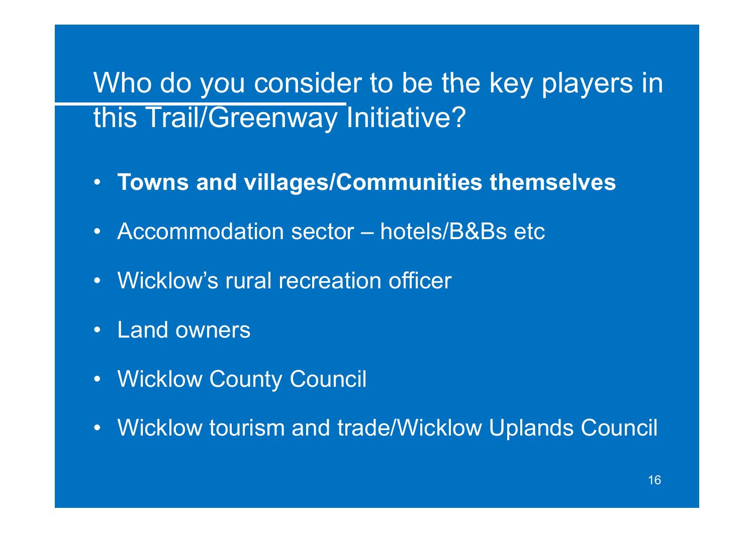# Who do you consider to be the key players in this Trail/Greenway Initiative?

- **Towns and villages/Communities themselves**
- Accommodation sector – hotels/B&Bs etc
- Wicklow's rural recreation officer
- Land owners
- Wicklow County Council
- Wicklow tourism and trade/Wicklow Uplands Council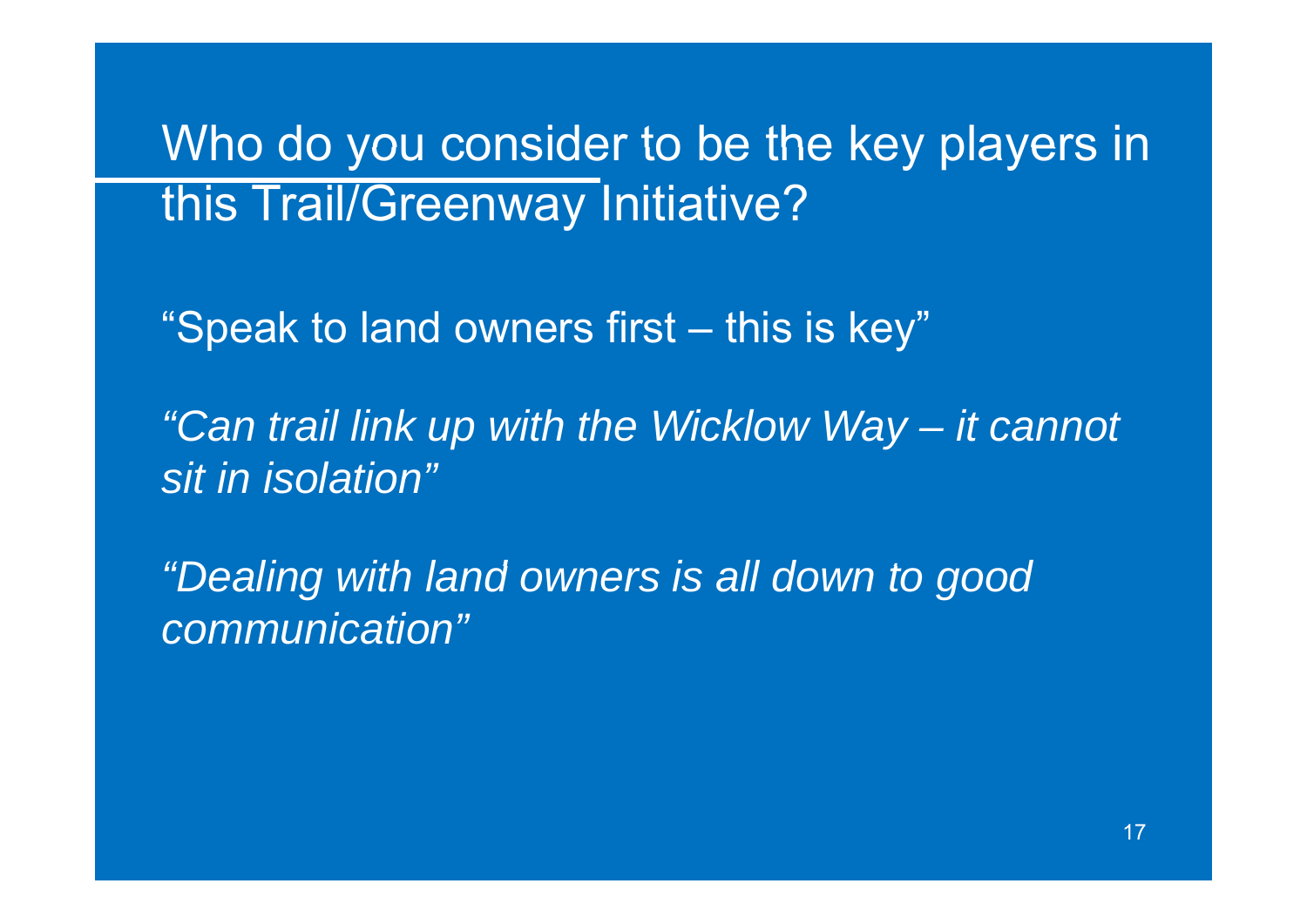# Who do you consider to be the key players in this Trail/Greenway Initiative?

"Speak to land owners first – this is key"

*"Can trail link up with the Wicklow Way – it cannot sit in isolation"*

*"Dealing with land owners is all down to good communication"*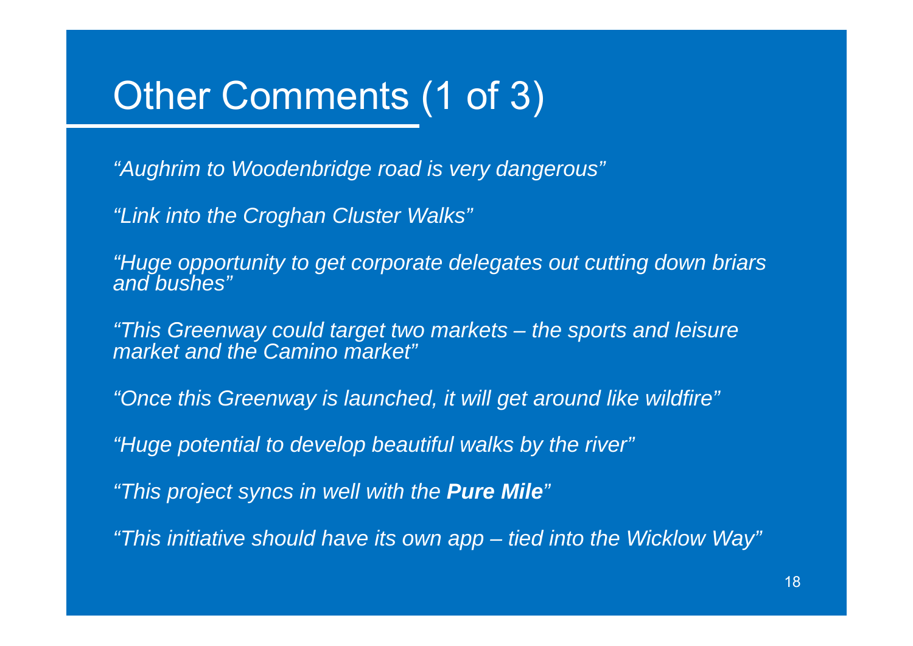# Other Comments (1 of 3)

*"Aughrim to Woodenbridge road is very dangerous"*

*"Link into the Croghan Cluster Walks"*

*"Huge opportunity to get corporate delegates out cutting down briars and bushes"*

*"This Greenway could target two markets – the sports and leisure market and the Camino market"*

*"Once this Greenway is launched, it will get around like wildfire"*

*"Huge potential to develop beautiful walks by the river"*

*"This project syncs in well with the **Pure Mile**"*

*"This initiative should have its own app – tied into the Wicklow Way"*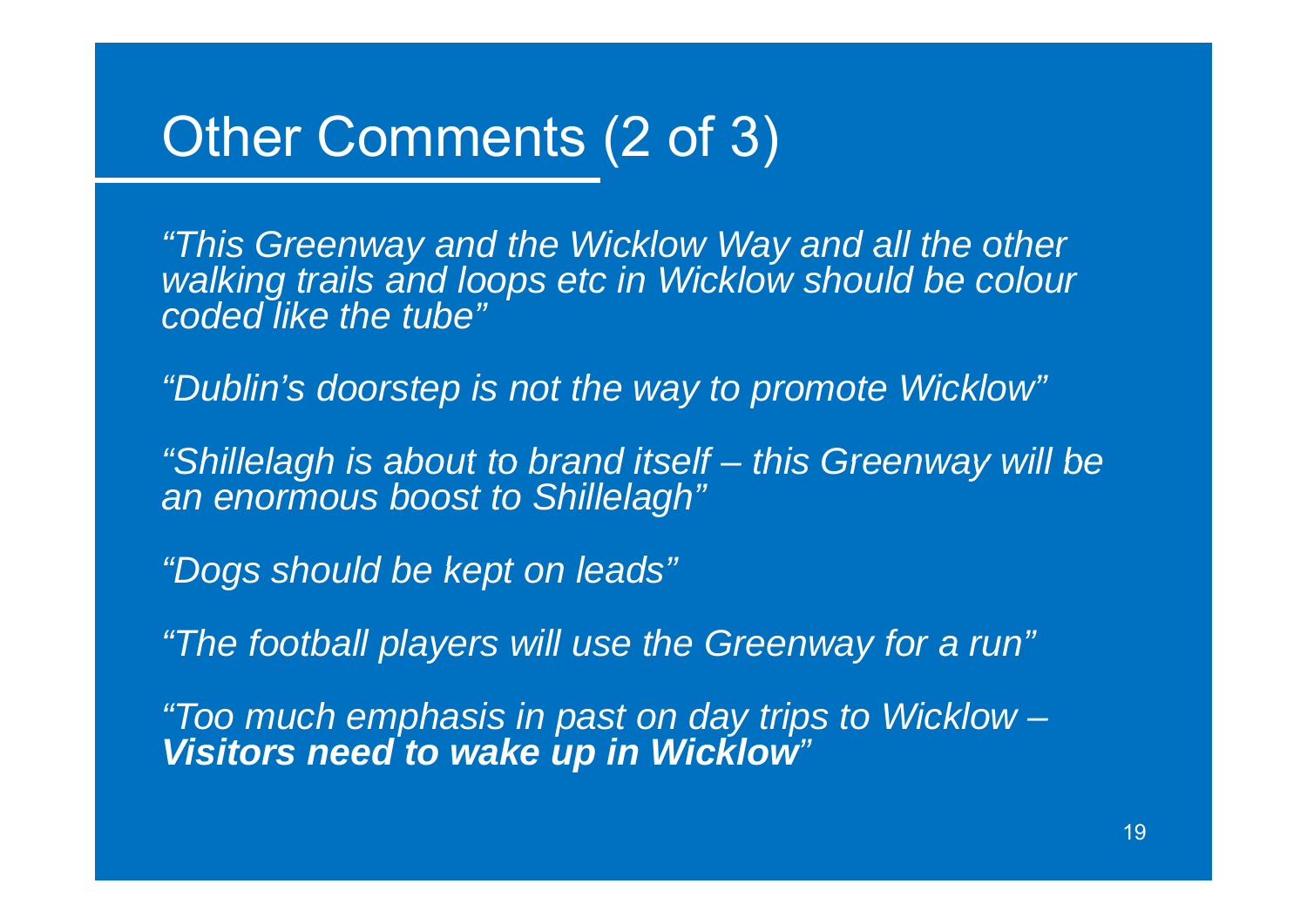# Other Comments (2 of 3)

*"This Greenway and the Wicklow Way and all the other walking trails and loops etc in Wicklow should be colour coded like the tube"*

*"Dublin's doorstep is not the way to promote Wicklow"*

*"Shillelagh is about to brand itself – this Greenway will be an enormous boost to Shillelagh"*

*"Dogs should be kept on leads"*

*"The football players will use the Greenway for a run"*

*"Too much emphasis in past on day trips to Wicklow –* ***Visitors need to wake up in Wicklow****"*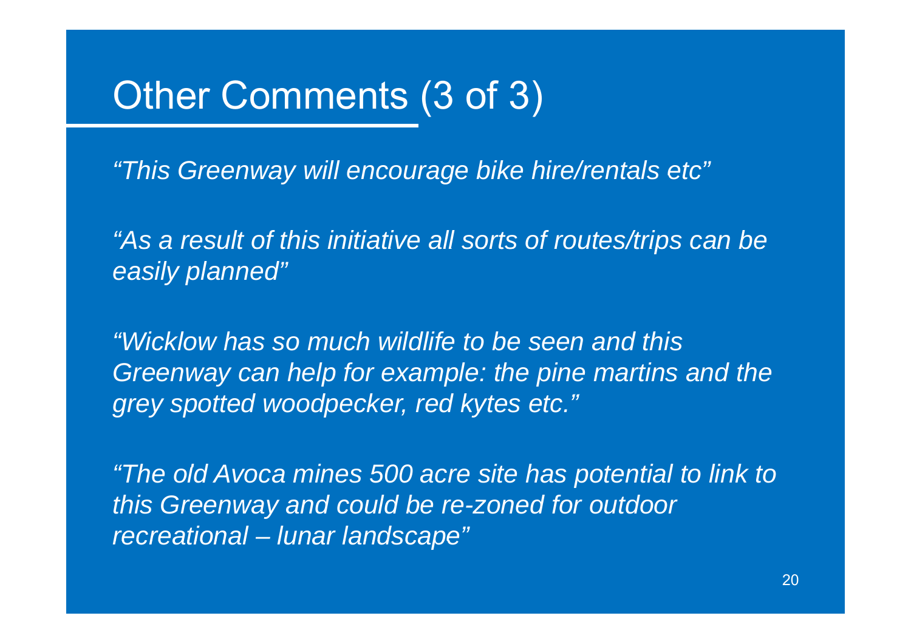# Other Comments (3 of 3)

*"This Greenway will encourage bike hire/rentals etc"*

*"As a result of this initiative all sorts of routes/trips can be easily planned"*

*"Wicklow has so much wildlife to be seen and this Greenway can help for example: the pine martins and the grey spotted woodpecker, red kytes etc."*

*"The old Avoca mines 500 acre site has potential to link to this Greenway and could be re-zoned for outdoor recreational – lunar landscape"*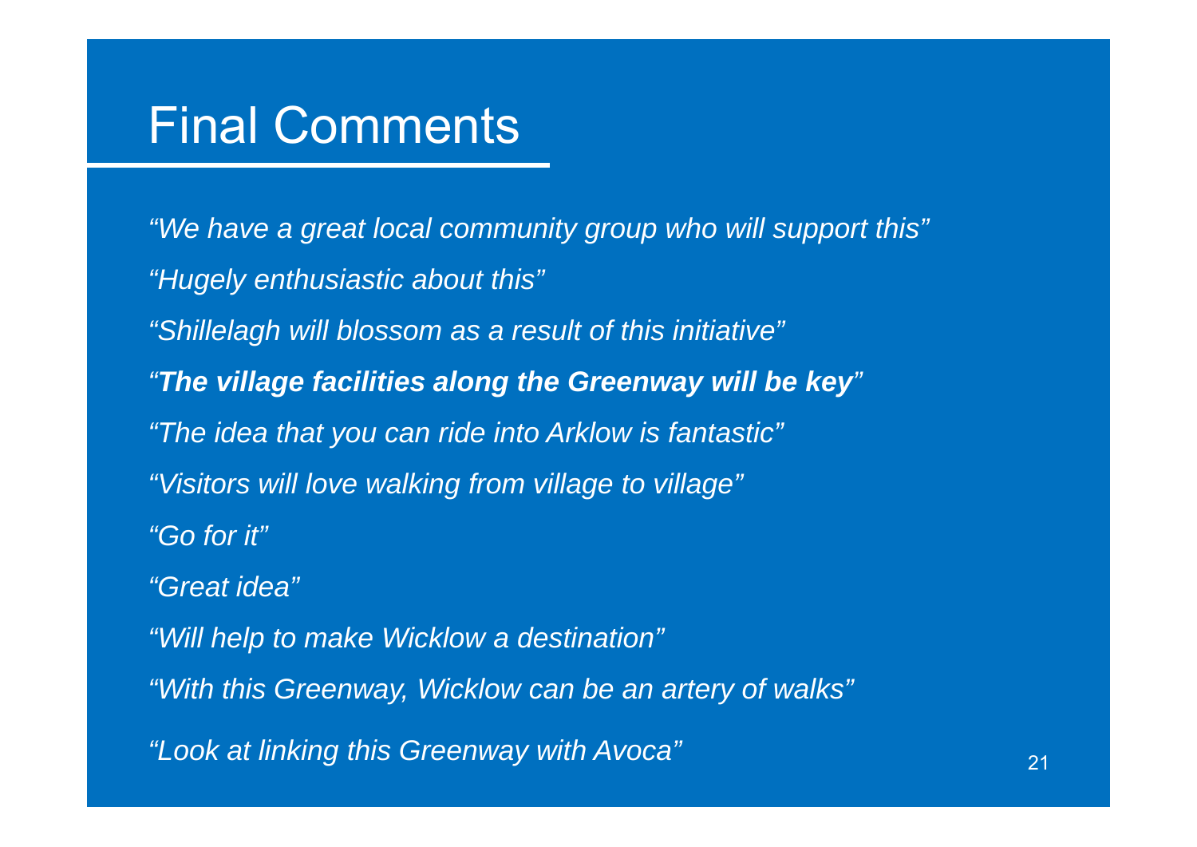# Final Comments

*"We have a great local community group who will support this"*

*"Hugely enthusiastic about this"*

*"Shillelagh will blossom as a result of this initiative"*

*"**The village facilities along the Greenway will be key**"*

*"The idea that you can ride into Arklow is fantastic"*

*"Visitors will love walking from village to village"*

*"Go for it"*

*"Great idea"*

*"Will help to make Wicklow a destination"*

*"With this Greenway, Wicklow can be an artery of walks"*

*"Look at linking this Greenway with Avoca"*